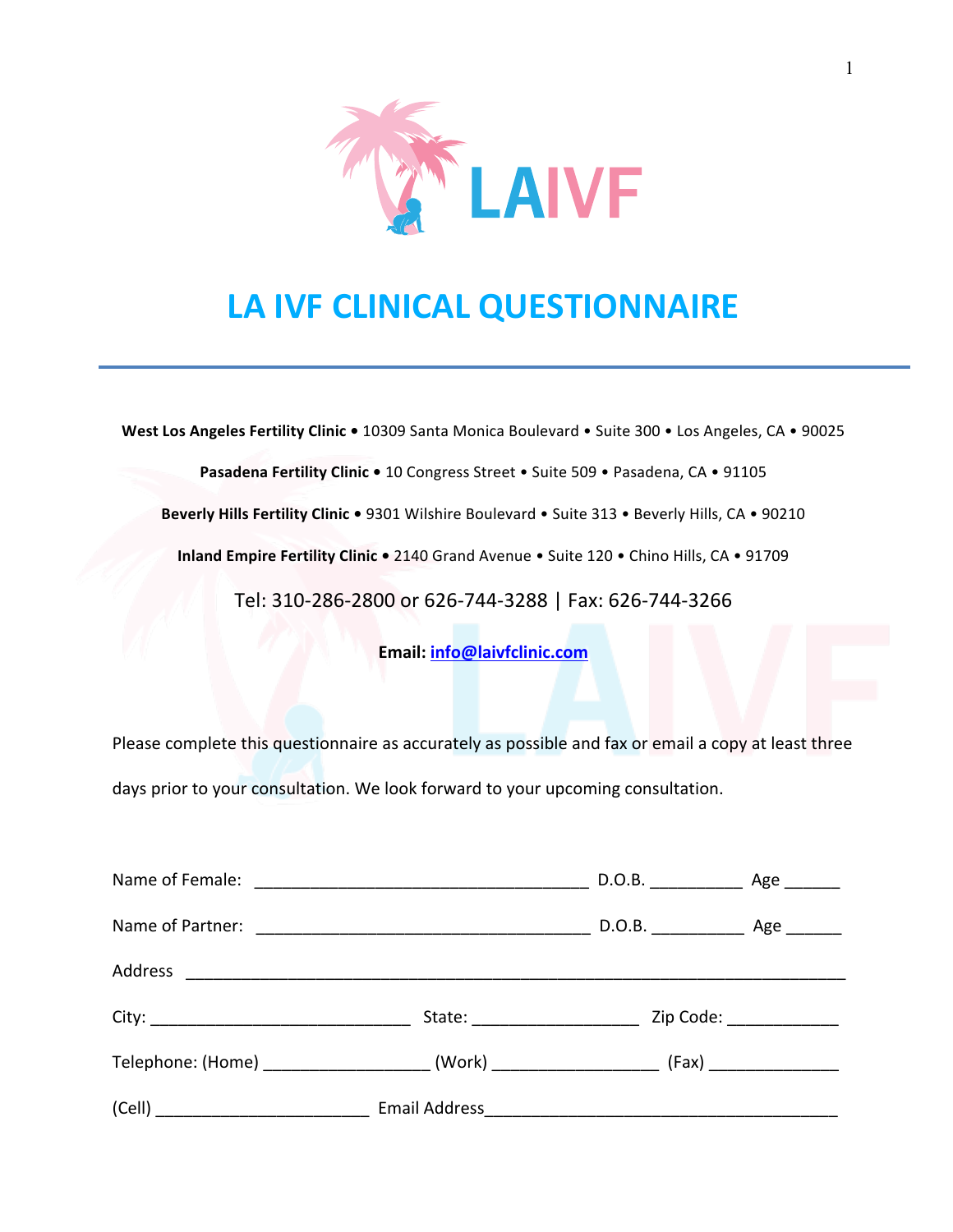LAIVF

# LA IVF CLINICAL QUESTIONNAIRE

---

**West Los Angeles Fertility Clinic •** 10309 Santa Monica Boulevard • Suite 300 • Los Angeles, CA • 90025

**Pasadena Fertility Clinic •** 10 Congress Street • Suite 509 • Pasadena, CA • 91105

**Beverly Hills Fertility Clinic •** 9301 Wilshire Boulevard • Suite 313 • Beverly Hills, CA • 90210

**Inland Empire Fertility Clinic •** 2140 Grand Avenue • Suite 120 • Chino Hills, CA • 91709

Tel: 310-286-2800 or 626-744-3288 | Fax: 626-744-3266

**Email:** [info@laivfclinic.com](mailto:info@laivfclinic.com)

Please complete this questionnaire as accurately as possible and fax or email a copy at least three days prior to your consultation. We look forward to your upcoming consultation.

Name of Female: ___________________________________ D.O.B. _________ Age ______

Name of Partner: ___________________________________ D.O.B. _________ Age ______

Address ______________________________________________________________________

City: ___________________________ State: _________________ Zip Code: ___________

Telephone: (Home) _________________ (Work) _________________ (Fax) _____________

(Cell) ______________________ Email Address_____________________________________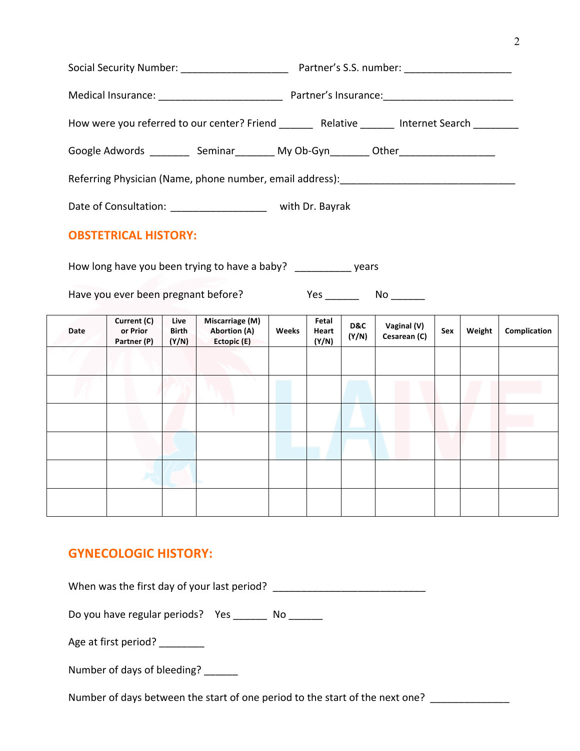Social Security Number: ___________________ Partner's S.S. number: ___________________

Medical Insurance: ______________________ Partner's Insurance:_______________________

How were you referred to our center? Friend ______ Relative ______ Internet Search ________

Google Adwords _______ Seminar_______ My Ob-Gyn_______ Other_________________

Referring Physician (Name, phone number, email address):_______________________________

Date of Consultation: _________________ with Dr. Bayrak

## OBSTETRICAL HISTORY:

How long have you been trying to have a baby? __________ years

Have you ever been pregnant before? Yes ______ No ______

| Date | Current (C) or Prior Partner (P) | Live Birth (Y/N) | Miscarriage (M) Abortion (A) Ectopic (E) | Weeks | Fetal Heart (Y/N) | D&C (Y/N) | Vaginal (V) Cesarean (C) | Sex | Weight | Complication |
|---|---|---|---|---|---|---|---|---|---|---|
| | | | | | | | | | | |
| | | | | | | | | | | |
| | | | | | | | | | | |
| | | | | | | | | | | |
| | | | | | | | | | | |
| | | | | | | | | | | |

## GYNECOLOGIC HISTORY:

When was the first day of your last period? ___________________________

Do you have regular periods? Yes ______ No ______

Age at first period? ________

Number of days of bleeding? ______

Number of days between the start of one period to the start of the next one? ______________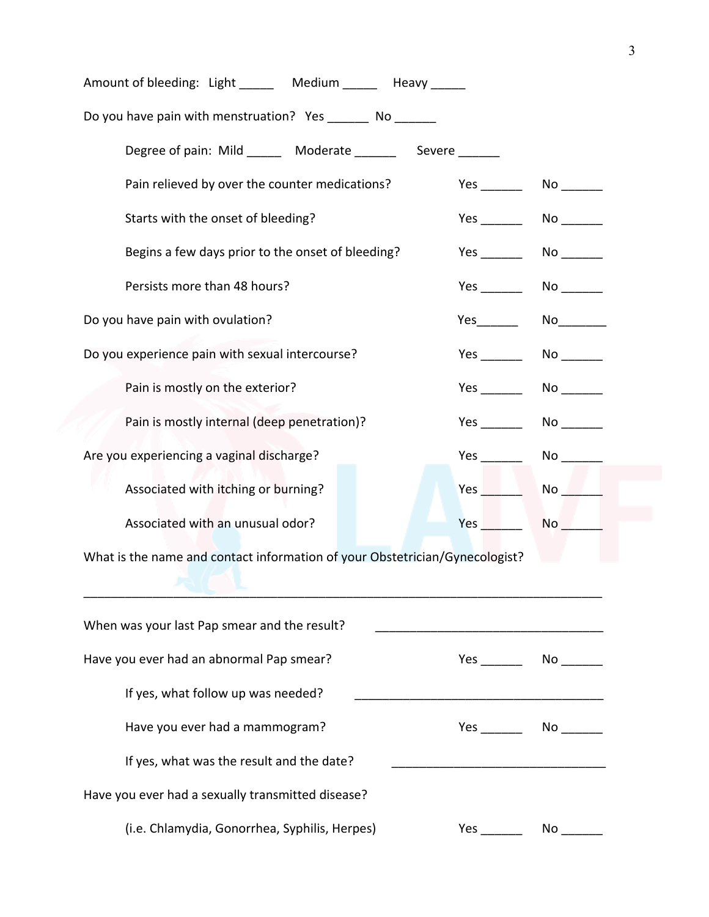Amount of bleeding: Light _____ Medium _____ Heavy _____

Do you have pain with menstruation? Yes ______ No ______

- Degree of pain: Mild _____ Moderate ______ Severe ______
- Pain relieved by over the counter medications? Yes ______ No ______
- Starts with the onset of bleeding? Yes ______ No ______
- Begins a few days prior to the onset of bleeding? Yes ______ No ______
- Persists more than 48 hours? Yes ______ No ______

Do you have pain with ovulation? Yes______ No_______

Do you experience pain with sexual intercourse? Yes ______ No ______

- Pain is mostly on the exterior? Yes ______ No ______
- Pain is mostly internal (deep penetration)? Yes ______ No ______

Are you experiencing a vaginal discharge? Yes ______ No ______

- Associated with itching or burning? Yes ______ No ______
- Associated with an unusual odor? Yes ______ No ______

What is the name and contact information of your Obstetrician/Gynecologist?

_______________________________________________________________________________

When was your last Pap smear and the result? _________________________________

Have you ever had an abnormal Pap smear? Yes ______ No ______

- If yes, what follow up was needed? ____________________________________
- Have you ever had a mammogram? Yes ______ No ______
- If yes, what was the result and the date? _______________________________

Have you ever had a sexually transmitted disease?

- (i.e. Chlamydia, Gonorrhea, Syphilis, Herpes) Yes ______ No ______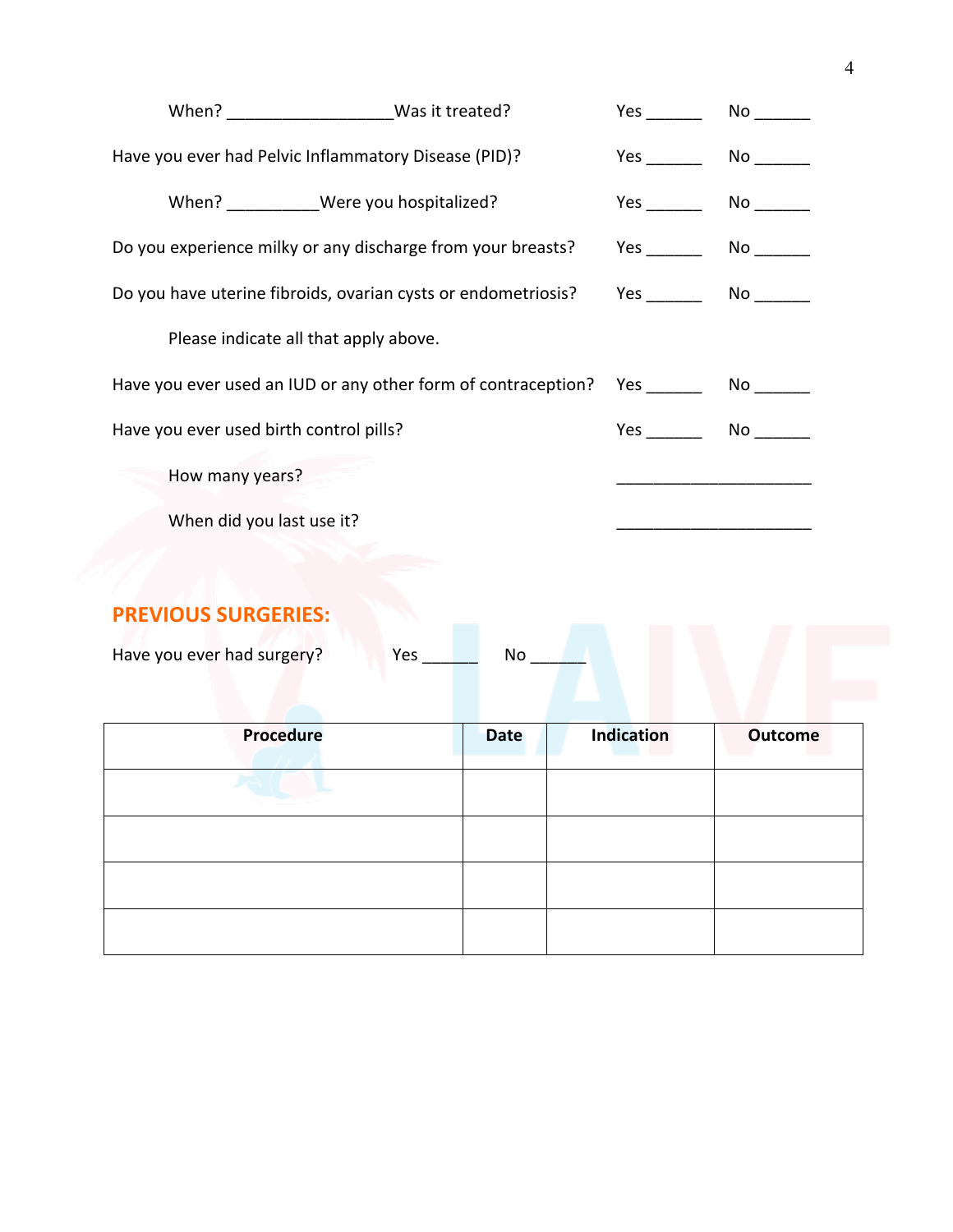When? __________________Was it treated? Yes ______ No ______

Have you ever had Pelvic Inflammatory Disease (PID)? Yes ______ No ______

When? __________Were you hospitalized? Yes ______ No ______

Do you experience milky or any discharge from your breasts? Yes ______ No ______

Do you have uterine fibroids, ovarian cysts or endometriosis? Yes ______ No ______

Please indicate all that apply above.

Have you ever used an IUD or any other form of contraception? Yes ______ No ______

Have you ever used birth control pills? Yes ______ No ______

How many years? ______________________

When did you last use it? ______________________

## PREVIOUS SURGERIES:

Have you ever had surgery? Yes ______ No ______

| Procedure | Date | Indication | Outcome |
|---|---|---|---|
| | | | |
| | | | |
| | | | |
| | | | |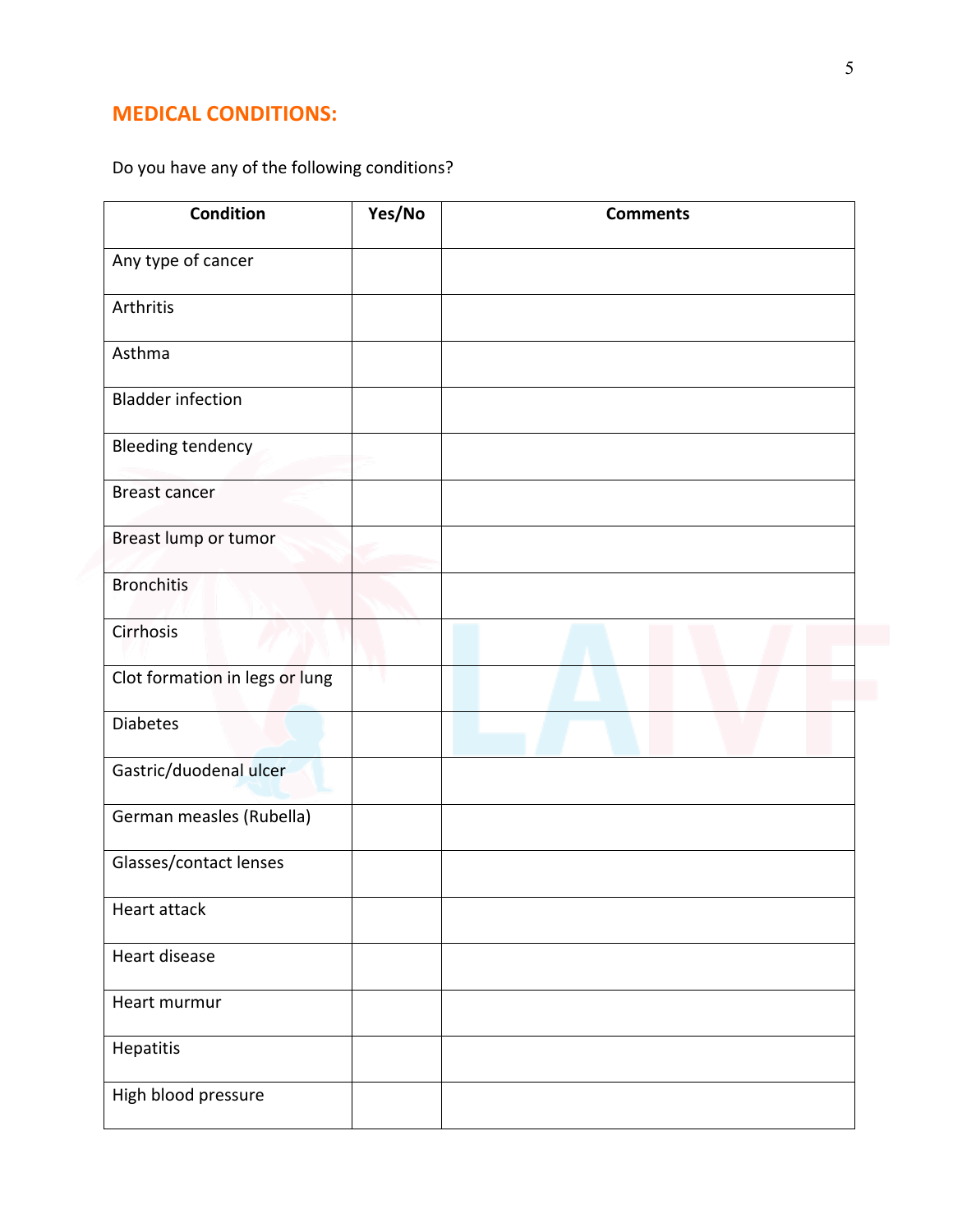## MEDICAL CONDITIONS:

Do you have any of the following conditions?

| Condition | Yes/No | Comments |
|---|---|---|
| Any type of cancer | | |
| Arthritis | | |
| Asthma | | |
| Bladder infection | | |
| Bleeding tendency | | |
| Breast cancer | | |
| Breast lump or tumor | | |
| Bronchitis | | |
| Cirrhosis | | |
| Clot formation in legs or lung | | |
| Diabetes | | |
| Gastric/duodenal ulcer | | |
| German measles (Rubella) | | |
| Glasses/contact lenses | | |
| Heart attack | | |
| Heart disease | | |
| Heart murmur | | |
| Hepatitis | | |
| High blood pressure | | |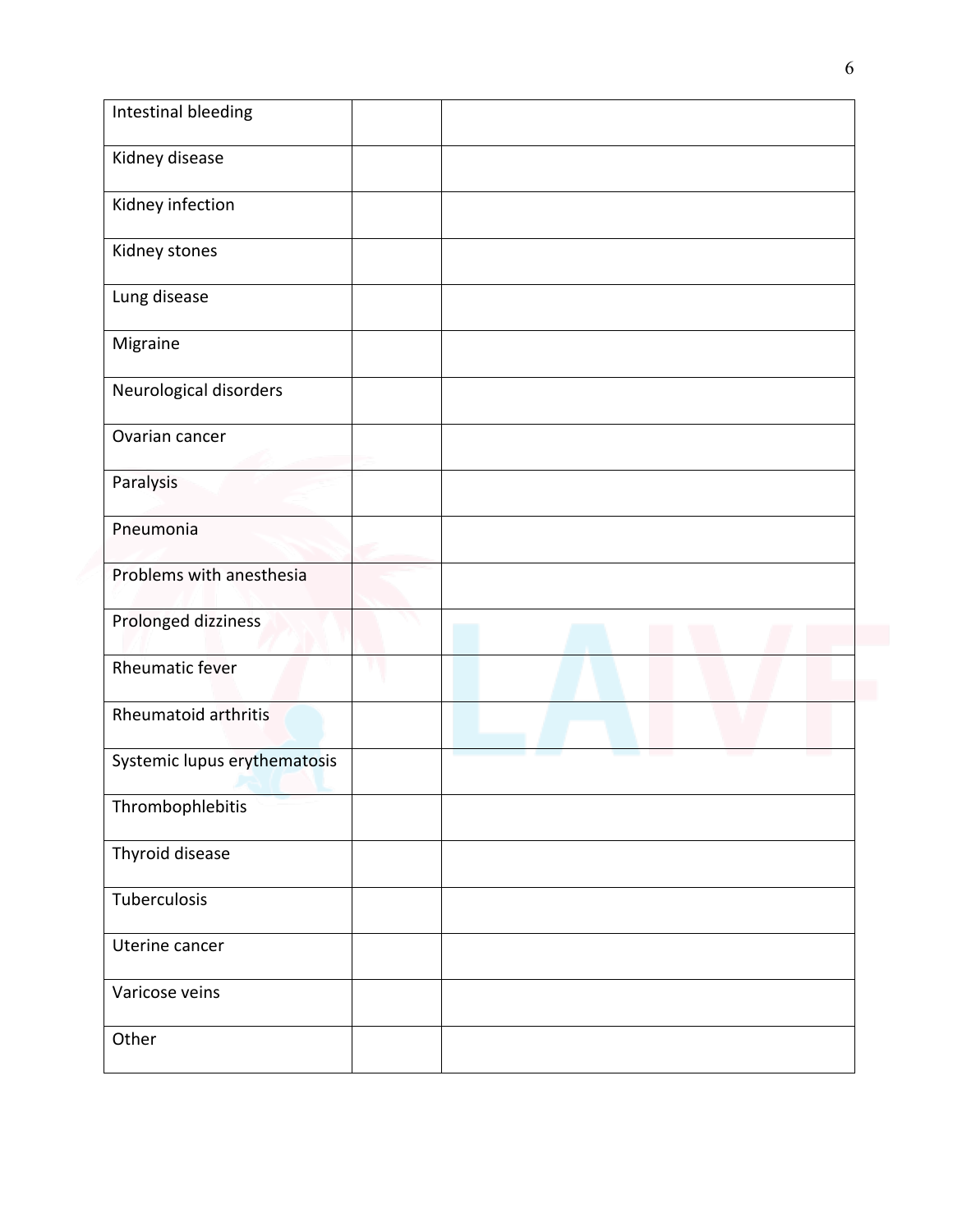| | | |
|---|---|---|
| Intestinal bleeding | | |
| Kidney disease | | |
| Kidney infection | | |
| Kidney stones | | |
| Lung disease | | |
| Migraine | | |
| Neurological disorders | | |
| Ovarian cancer | | |
| Paralysis | | |
| Pneumonia | | |
| Problems with anesthesia | | |
| Prolonged dizziness | | |
| Rheumatic fever | | |
| Rheumatoid arthritis | | |
| Systemic lupus erythematosis | | |
| Thrombophlebitis | | |
| Thyroid disease | | |
| Tuberculosis | | |
| Uterine cancer | | |
| Varicose veins | | |
| Other | | |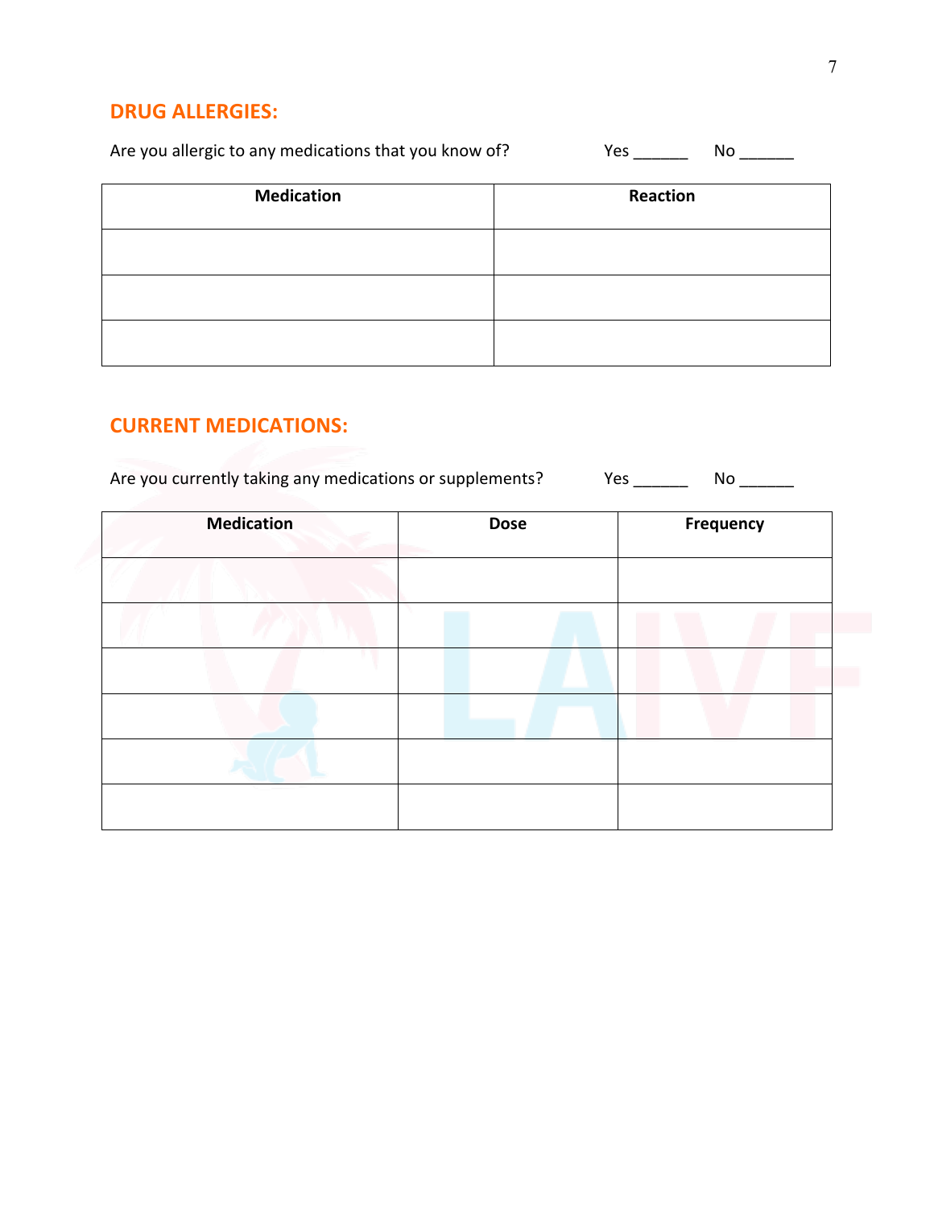## DRUG ALLERGIES:

Are you allergic to any medications that you know of? Yes ______ No ______

| Medication | Reaction |
|---|---|
| | |
| | |
| | |

## CURRENT MEDICATIONS:

Are you currently taking any medications or supplements? Yes ______ No ______

| Medication | Dose | Frequency |
|---|---|---|
| | | |
| | | |
| | | |
| | | |
| | | |
| | | |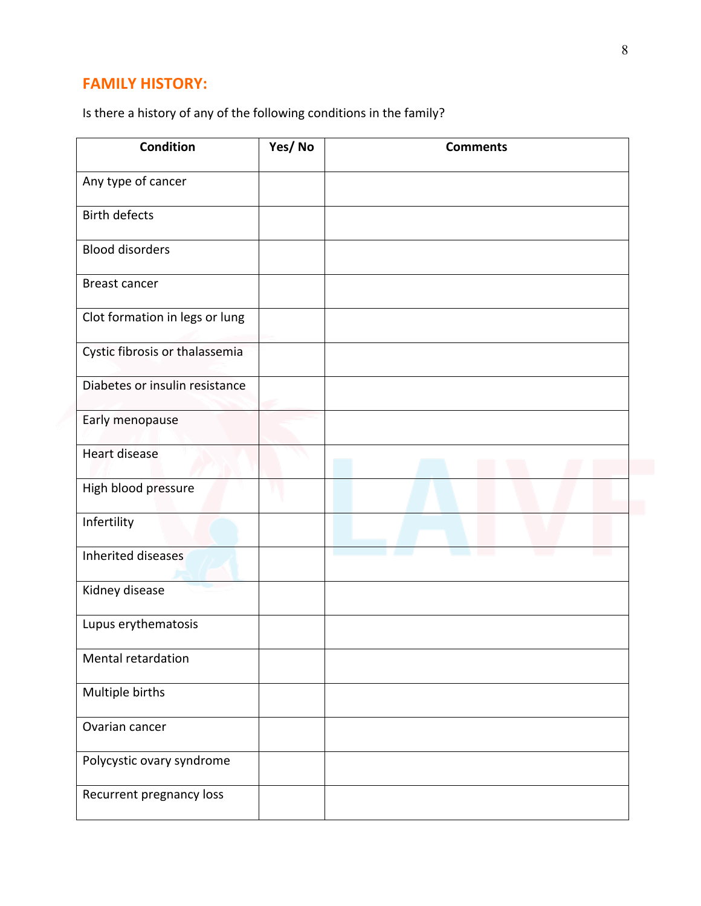## FAMILY HISTORY:

Is there a history of any of the following conditions in the family?

| Condition | Yes/ No | Comments |
|---|---|---|
| Any type of cancer | | |
| Birth defects | | |
| Blood disorders | | |
| Breast cancer | | |
| Clot formation in legs or lung | | |
| Cystic fibrosis or thalassemia | | |
| Diabetes or insulin resistance | | |
| Early menopause | | |
| Heart disease | | |
| High blood pressure | | |
| Infertility | | |
| Inherited diseases | | |
| Kidney disease | | |
| Lupus erythematosis | | |
| Mental retardation | | |
| Multiple births | | |
| Ovarian cancer | | |
| Polycystic ovary syndrome | | |
| Recurrent pregnancy loss | | |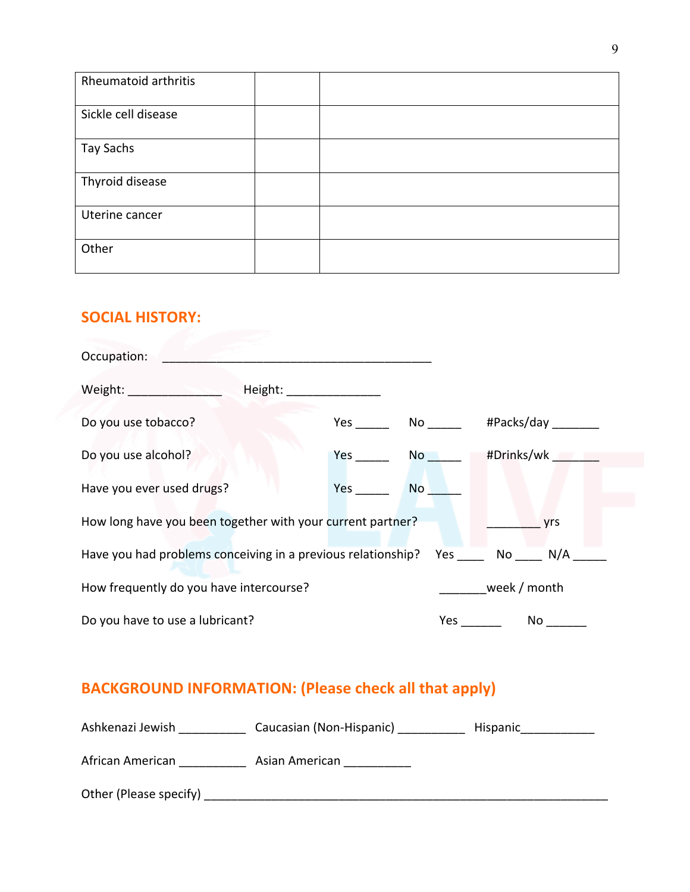| | | |
|---|---|---|
| Rheumatoid arthritis | | |
| Sickle cell disease | | |
| Tay Sachs | | |
| Thyroid disease | | |
| Uterine cancer | | |
| Other | | |

## SOCIAL HISTORY:

Occupation: ___________________________________________

Weight: ______________ Height: ______________

Do you use tobacco? Yes _____ No _____ #Packs/day _______

Do you use alcohol? Yes _____ No _____ #Drinks/wk _______

Have you ever used drugs? Yes _____ No _____

How long have you been together with your current partner? ________ yrs

Have you had problems conceiving in a previous relationship? Yes ____ No ____ N/A _____

How frequently do you have intercourse? _______week / month

Do you have to use a lubricant? Yes ______ No ______

## BACKGROUND INFORMATION: (Please check all that apply)

Ashkenazi Jewish __________ Caucasian (Non-Hispanic) __________ Hispanic___________

African American __________ Asian American __________

Other (Please specify) ______________________________________________________________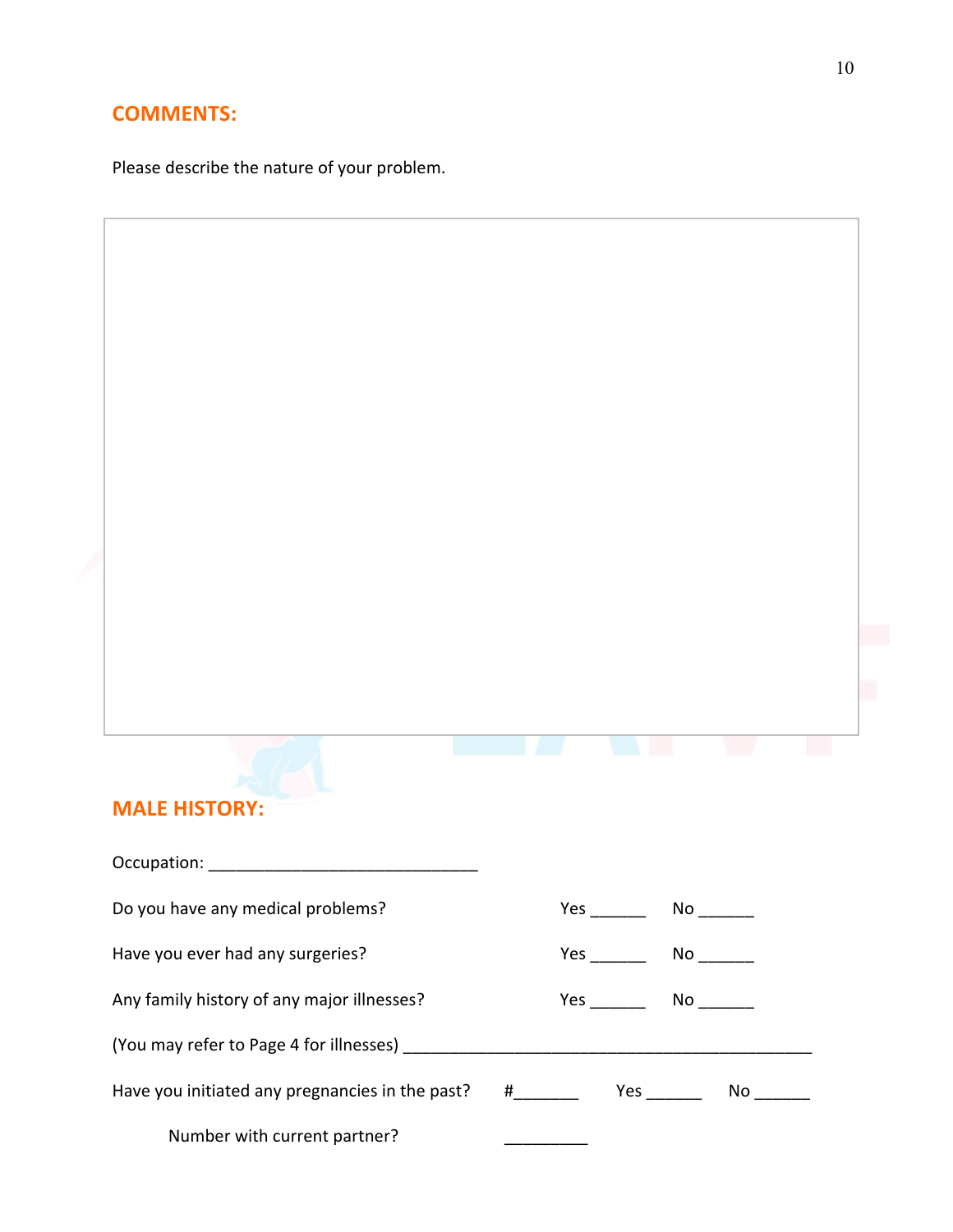## COMMENTS:

Please describe the nature of your problem.

## MALE HISTORY:

Occupation: ______________________________

Do you have any medical problems? Yes ______ No ______

Have you ever had any surgeries? Yes ______ No ______

Any family history of any major illnesses? Yes ______ No ______

(You may refer to Page 4 for illnesses) ______________________________________________

Have you initiated any pregnancies in the past? #_______ Yes ______ No ______

Number with current partner? _________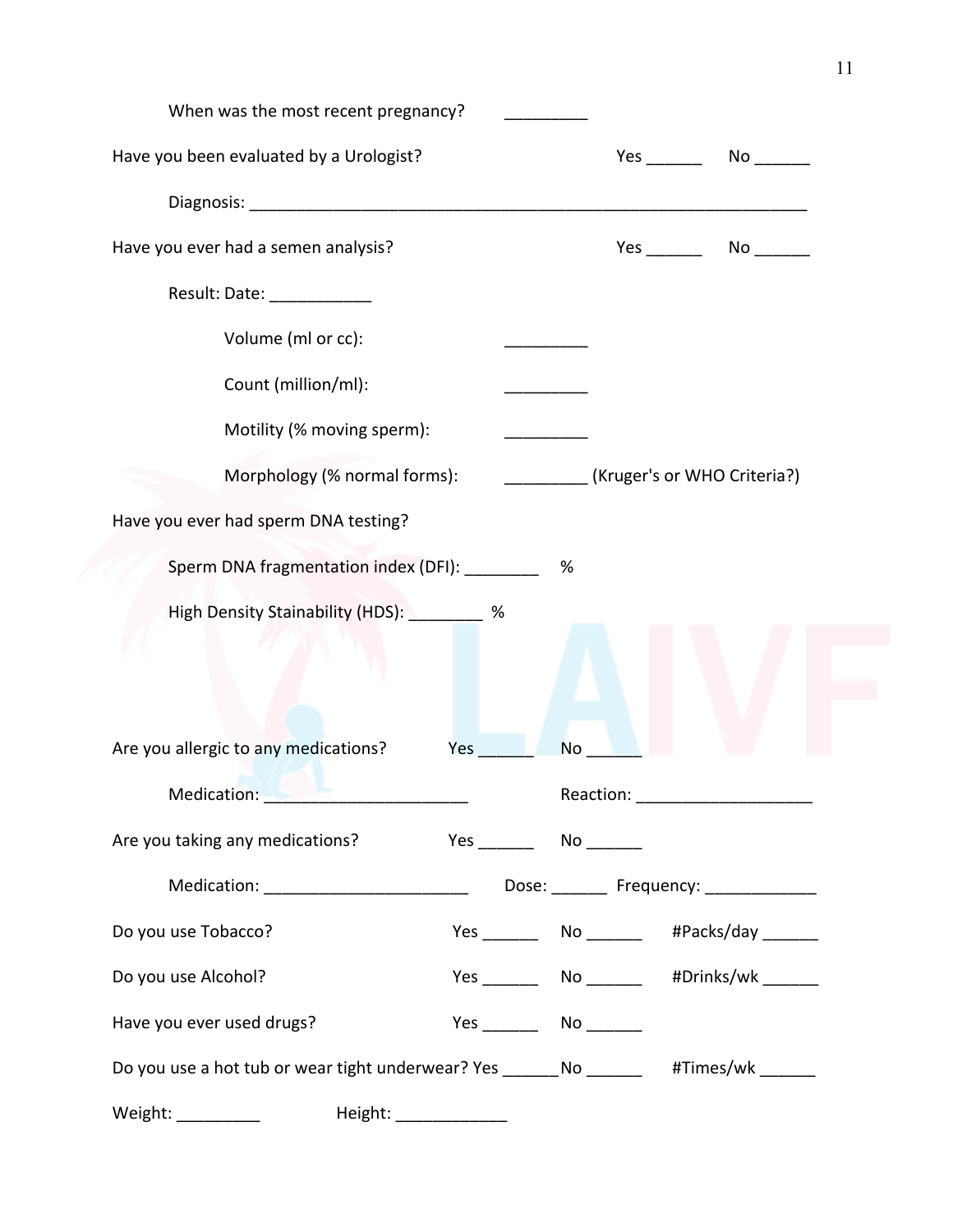When was the most recent pregnancy? _________

Have you been evaluated by a Urologist? Yes ______ No ______

Diagnosis: _____________________________________________________________

Have you ever had a semen analysis? Yes ______ No ______

Result: Date: ___________

Volume (ml or cc): _________

Count (million/ml): _________

Motility (% moving sperm): _________

Morphology (% normal forms): _________ (Kruger's or WHO Criteria?)

Have you ever had sperm DNA testing?

Sperm DNA fragmentation index (DFI): ________ %

High Density Stainability (HDS): ________ %

Are you allergic to any medications? Yes ______ No ______

Medication: ______________________ Reaction: ___________________

Are you taking any medications? Yes ______ No ______

Medication: ______________________ Dose: ______ Frequency: ____________

Do you use Tobacco? Yes ______ No ______ #Packs/day ______

Do you use Alcohol? Yes ______ No ______ #Drinks/wk ______

Have you ever used drugs? Yes ______ No ______

Do you use a hot tub or wear tight underwear? Yes ______No ______ #Times/wk ______

Weight: _________ Height: ____________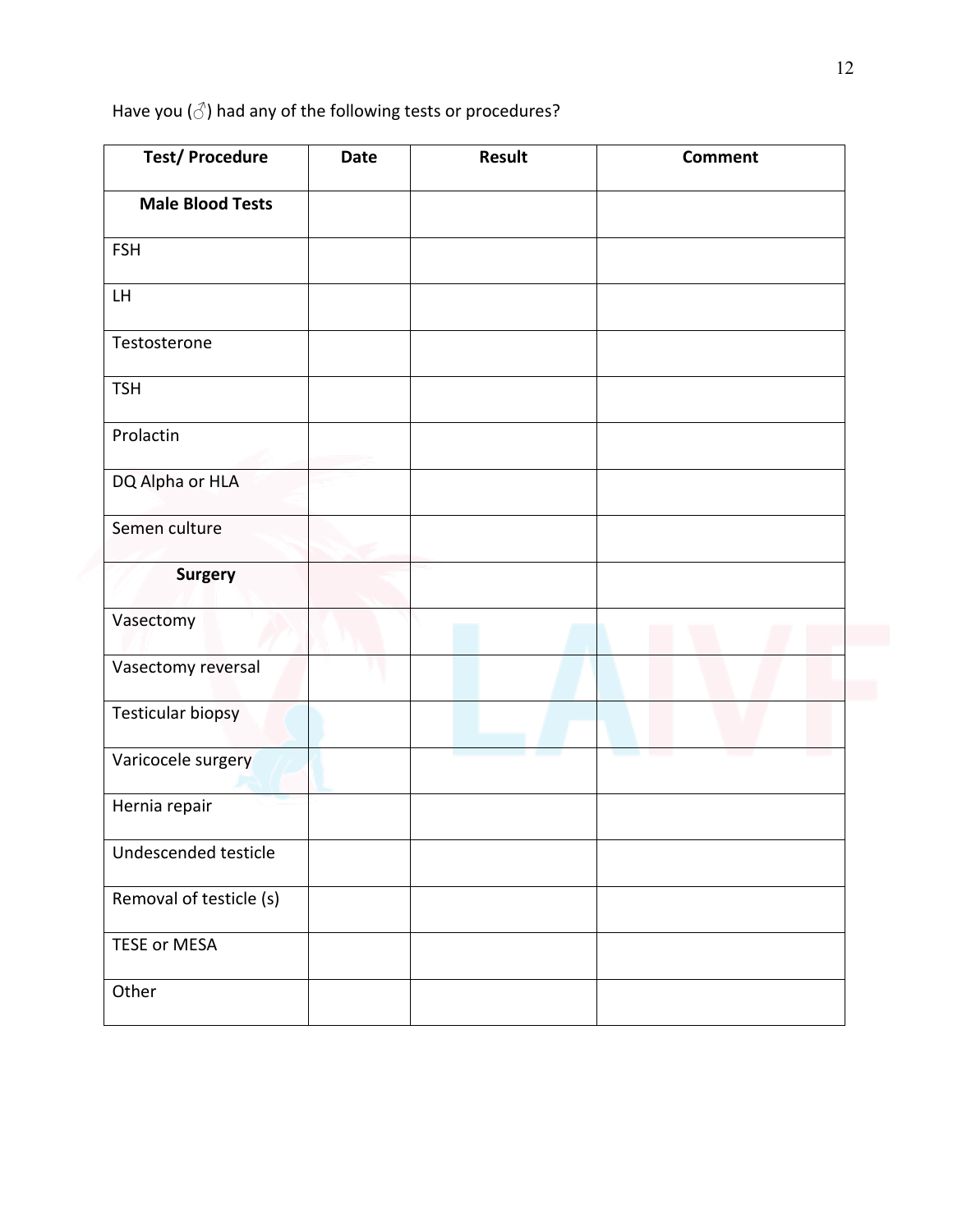Have you (♂) had any of the following tests or procedures?

| Test/ Procedure | Date | Result | Comment |
|---|---|---|---|
| **Male Blood Tests** | | | |
| FSH | | | |
| LH | | | |
| Testosterone | | | |
| TSH | | | |
| Prolactin | | | |
| DQ Alpha or HLA | | | |
| Semen culture | | | |
| **Surgery** | | | |
| Vasectomy | | | |
| Vasectomy reversal | | | |
| Testicular biopsy | | | |
| Varicocele surgery | | | |
| Hernia repair | | | |
| Undescended testicle | | | |
| Removal of testicle (s) | | | |
| TESE or MESA | | | |
| Other | | | |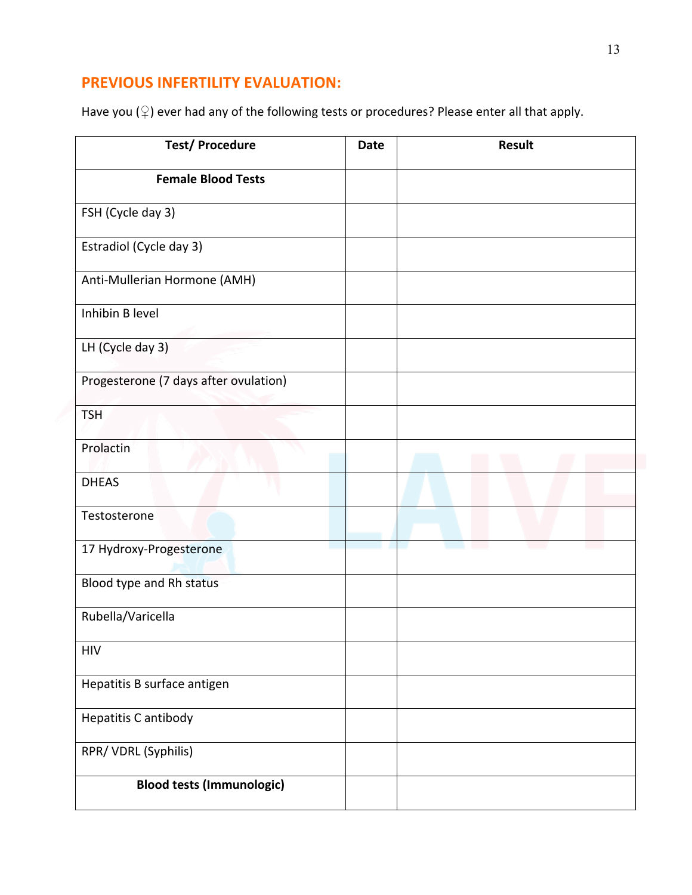## PREVIOUS INFERTILITY EVALUATION:

Have you (♀) ever had any of the following tests or procedures? Please enter all that apply.

| Test/ Procedure | Date | Result |
|---|---|---|
| **Female Blood Tests** | | |
| FSH (Cycle day 3) | | |
| Estradiol (Cycle day 3) | | |
| Anti-Mullerian Hormone (AMH) | | |
| Inhibin B level | | |
| LH (Cycle day 3) | | |
| Progesterone (7 days after ovulation) | | |
| TSH | | |
| Prolactin | | |
| DHEAS | | |
| Testosterone | | |
| 17 Hydroxy-Progesterone | | |
| Blood type and Rh status | | |
| Rubella/Varicella | | |
| HIV | | |
| Hepatitis B surface antigen | | |
| Hepatitis C antibody | | |
| RPR/ VDRL (Syphilis) | | |
| **Blood tests (Immunologic)** | | |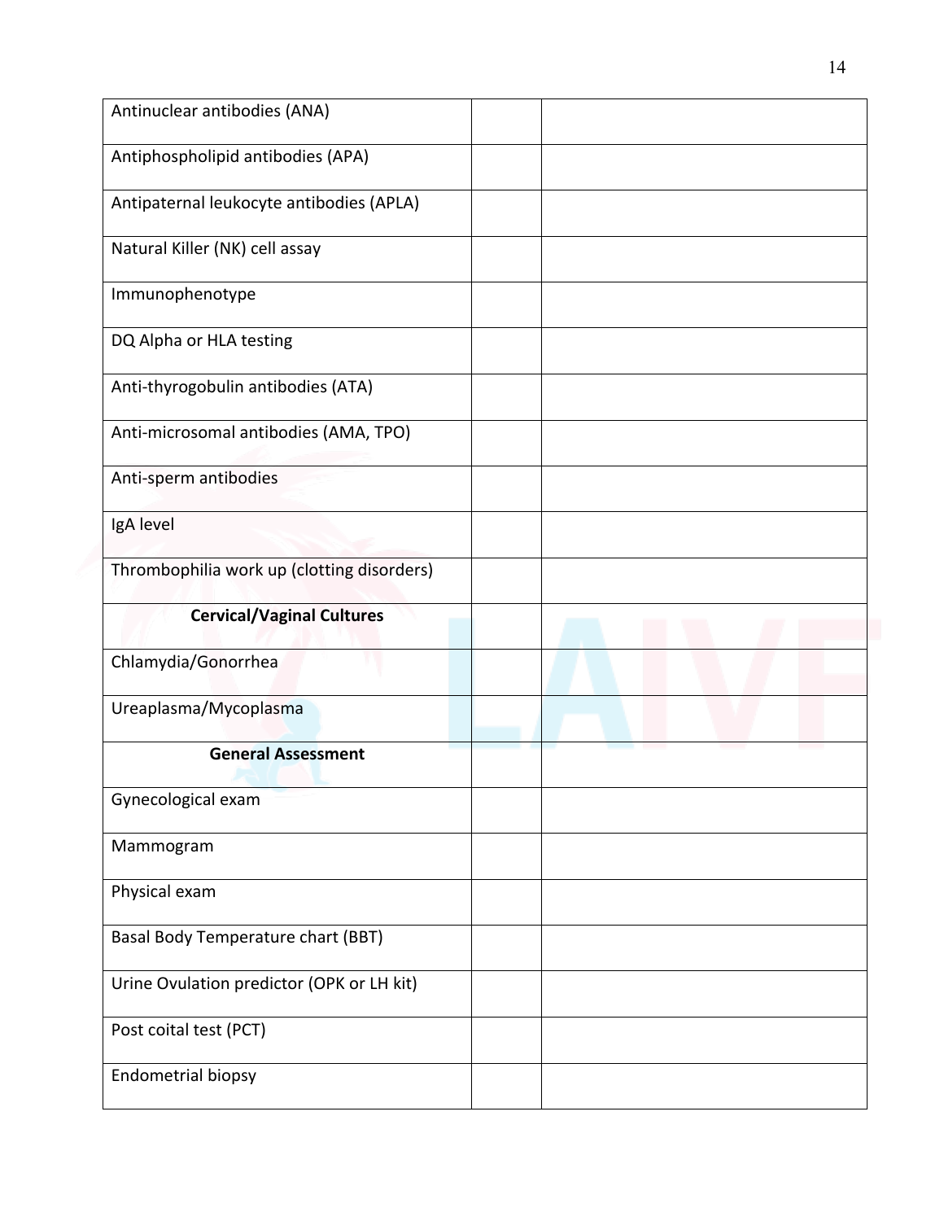| | | |
|---|---|---|
| Antinuclear antibodies (ANA) | | |
| Antiphospholipid antibodies (APA) | | |
| Antipaternal leukocyte antibodies (APLA) | | |
| Natural Killer (NK) cell assay | | |
| Immunophenotype | | |
| DQ Alpha or HLA testing | | |
| Anti-thyrogobulin antibodies (ATA) | | |
| Anti-microsomal antibodies (AMA, TPO) | | |
| Anti-sperm antibodies | | |
| IgA level | | |
| Thrombophilia work up (clotting disorders) | | |
| **Cervical/Vaginal Cultures** | | |
| Chlamydia/Gonorrhea | | |
| Ureaplasma/Mycoplasma | | |
| **General Assessment** | | |
| Gynecological exam | | |
| Mammogram | | |
| Physical exam | | |
| Basal Body Temperature chart (BBT) | | |
| Urine Ovulation predictor (OPK or LH kit) | | |
| Post coital test (PCT) | | |
| Endometrial biopsy | | |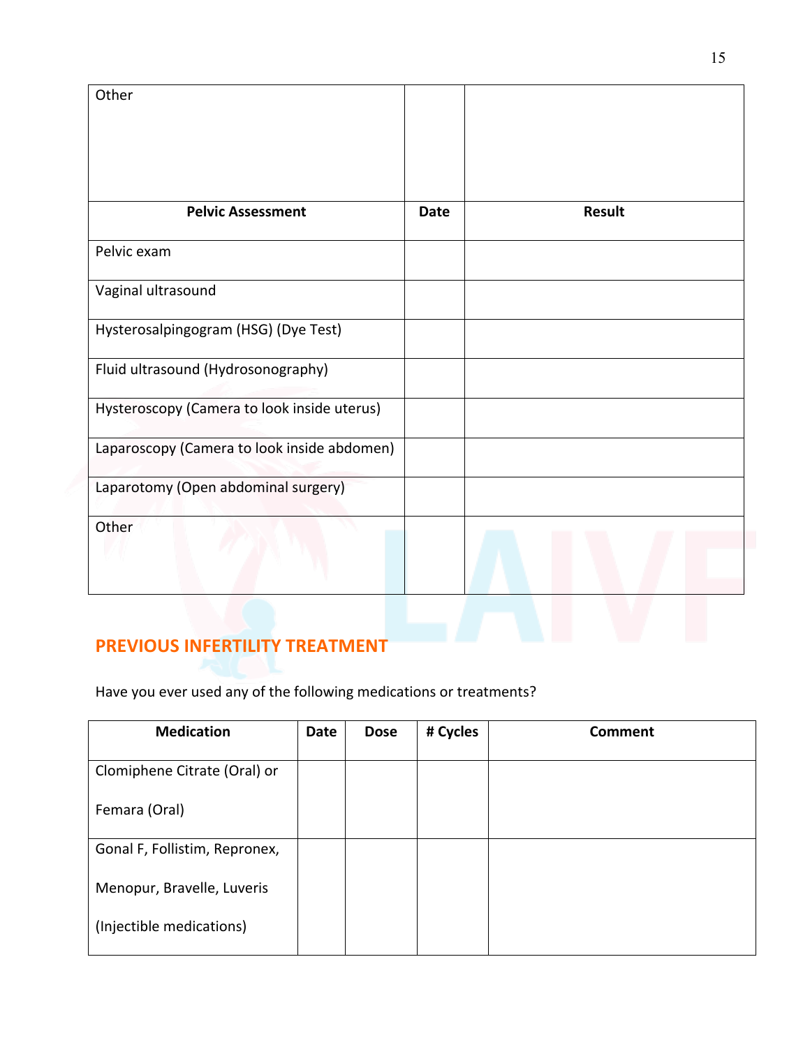| Other | | |
|---|---|---|
| **Pelvic Assessment** | **Date** | **Result** |
| Pelvic exam | | |
| Vaginal ultrasound | | |
| Hysterosalpingogram (HSG) (Dye Test) | | |
| Fluid ultrasound (Hydrosonography) | | |
| Hysteroscopy (Camera to look inside uterus) | | |
| Laparoscopy (Camera to look inside abdomen) | | |
| Laparotomy (Open abdominal surgery) | | |
| Other | | |

## PREVIOUS INFERTILITY TREATMENT

Have you ever used any of the following medications or treatments?

| Medication | Date | Dose | # Cycles | Comment |
|---|---|---|---|---|
| Clomiphene Citrate (Oral) or Femara (Oral) | | | | |
| Gonal F, Follistim, Repronex, Menopur, Bravelle, Luveris (Injectible medications) | | | | |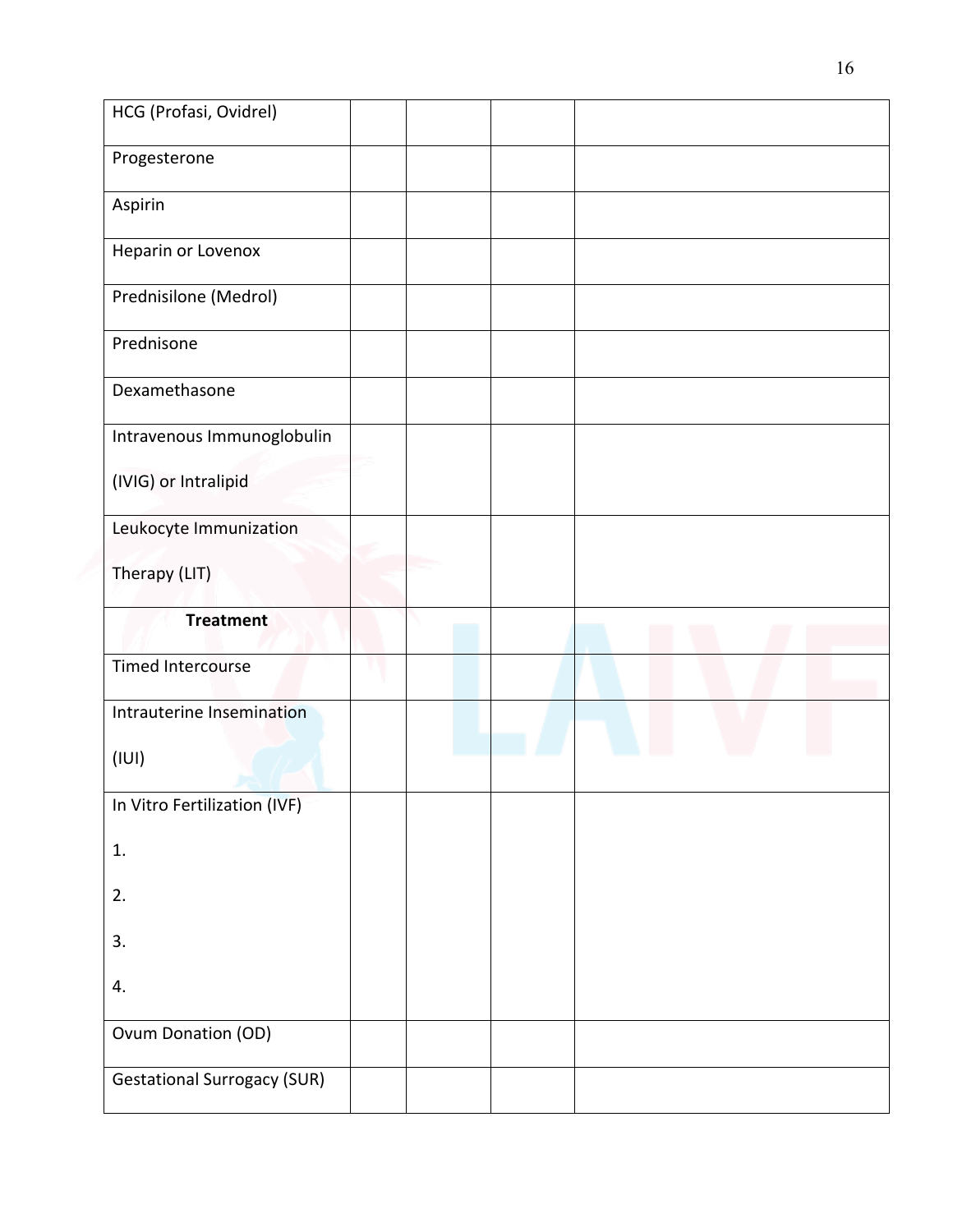| | | | | |
|---|---|---|---|---|
| HCG (Profasi, Ovidrel) | | | | |
| Progesterone | | | | |
| Aspirin | | | | |
| Heparin or Lovenox | | | | |
| Prednisilone (Medrol) | | | | |
| Prednisone | | | | |
| Dexamethasone | | | | |
| Intravenous Immunoglobulin (IVIG) or Intralipid | | | | |
| Leukocyte Immunization Therapy (LIT) | | | | |
| **Treatment** | | | | |
| Timed Intercourse | | | | |
| Intrauterine Insemination (IUI) | | | | |
| In Vitro Fertilization (IVF)<br>1.<br>2.<br>3.<br>4. | | | | |
| Ovum Donation (OD) | | | | |
| Gestational Surrogacy (SUR) | | | | |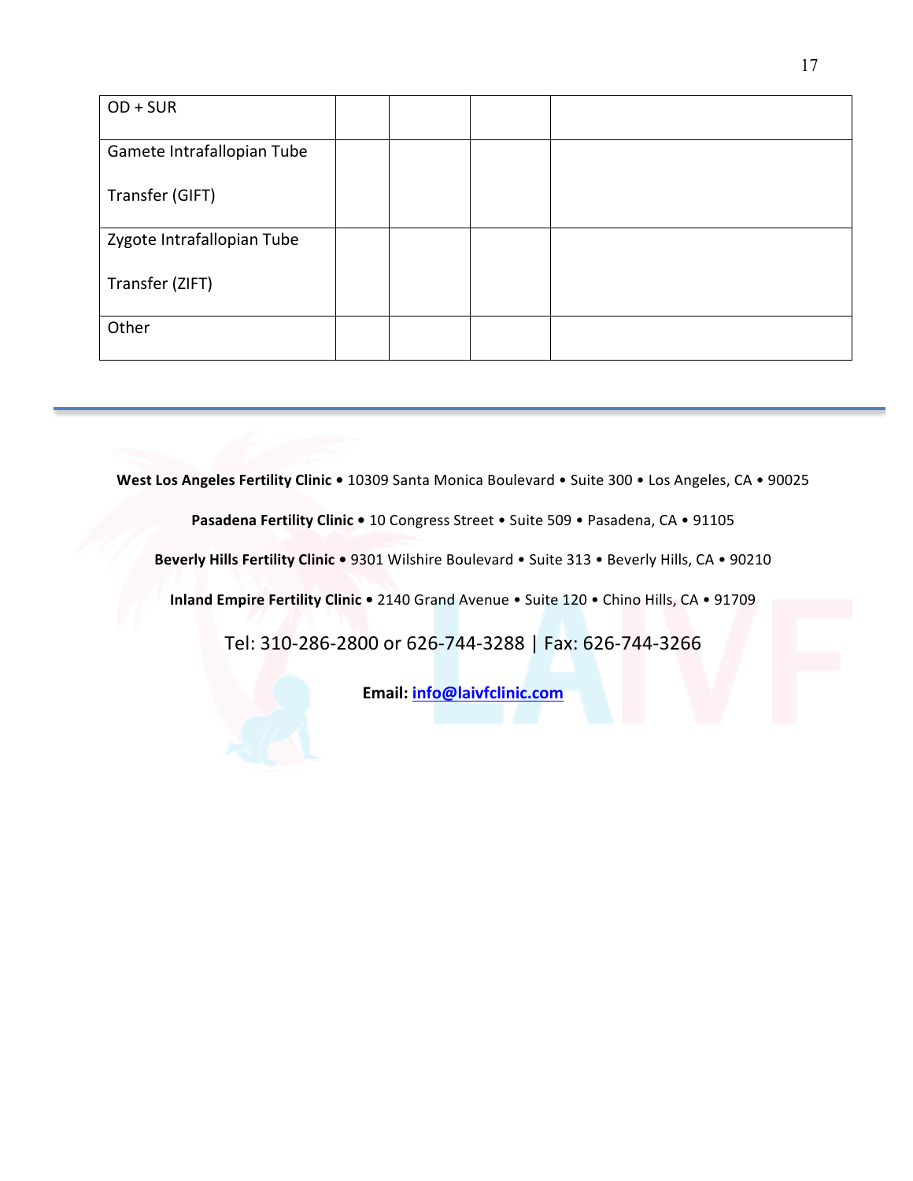| | | | | |
|---|---|---|---|---|
| OD + SUR | | | | |
| Gamete Intrafallopian Tube Transfer (GIFT) | | | | |
| Zygote Intrafallopian Tube Transfer (ZIFT) | | | | |
| Other | | | | |

---

**West Los Angeles Fertility Clinic** • 10309 Santa Monica Boulevard • Suite 300 • Los Angeles, CA • 90025

**Pasadena Fertility Clinic** • 10 Congress Street • Suite 509 • Pasadena, CA • 91105

**Beverly Hills Fertility Clinic** • 9301 Wilshire Boulevard • Suite 313 • Beverly Hills, CA • 90210

**Inland Empire Fertility Clinic** • 2140 Grand Avenue • Suite 120 • Chino Hills, CA • 91709

Tel: 310-286-2800 or 626-744-3288 | Fax: 626-744-3266

**Email:** info@laivfclinic.com